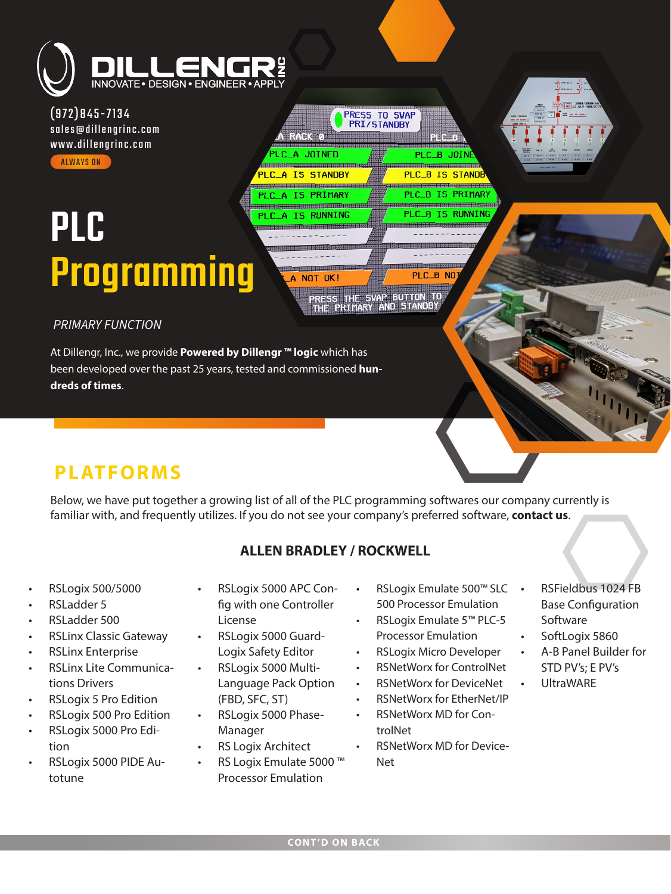DILLENGR INC

INNOVATE • DESIGN • ENGINEER • APPLY

(972)845-7134
sales@dillengrinc.com
www.dillengrinc.com

ALWAYS ON

# PLC Programming

*PRIMARY FUNCTION*

At Dillengr, Inc., we provide **Powered by Dillengr ™ logic** which has been developed over the past 25 years, tested and commissioned **hundreds of times**.

## PLATFORMS

Below, we have put together a growing list of all of the PLC programming softwares our company currently is familiar with, and frequently utilizes. If you do not see your company's preferred software, **contact us**.

### ALLEN BRADLEY / ROCKWELL

- RSLogix 500/5000
- RSLadder 5
- RSLadder 500
- RSLinx Classic Gateway
- RSLinx Enterprise
- RSLinx Lite Communications Drivers
- RSLogix 5 Pro Edition
- RSLogix 500 Pro Edition
- RSLogix 5000 Pro Edition
- RSLogix 5000 PIDE Autotune
- RSLogix 5000 APC Config with one Controller License
- RSLogix 5000 GuardLogix Safety Editor
- RSLogix 5000 Multi-Language Pack Option (FBD, SFC, ST)
- RSLogix 5000 PhaseManager
- RS Logix Architect
- RS Logix Emulate 5000 ™ Processor Emulation
- RSLogix Emulate 500™ SLC 500 Processor Emulation
- RSLogix Emulate 5™ PLC-5 Processor Emulation
- RSLogix Micro Developer
- RSNetWorx for ControlNet
- RSNetWorx for DeviceNet
- RSNetWorx for EtherNet/IP
- RSNetWorx MD for ControlNet
- RSNetWorx MD for DeviceNet
- RSFieldbus 1024 FB Base Configuration Software
- SoftLogix 5860
- A-B Panel Builder for STD PV's; E PV's
- UltraWARE

CONT'D ON BACK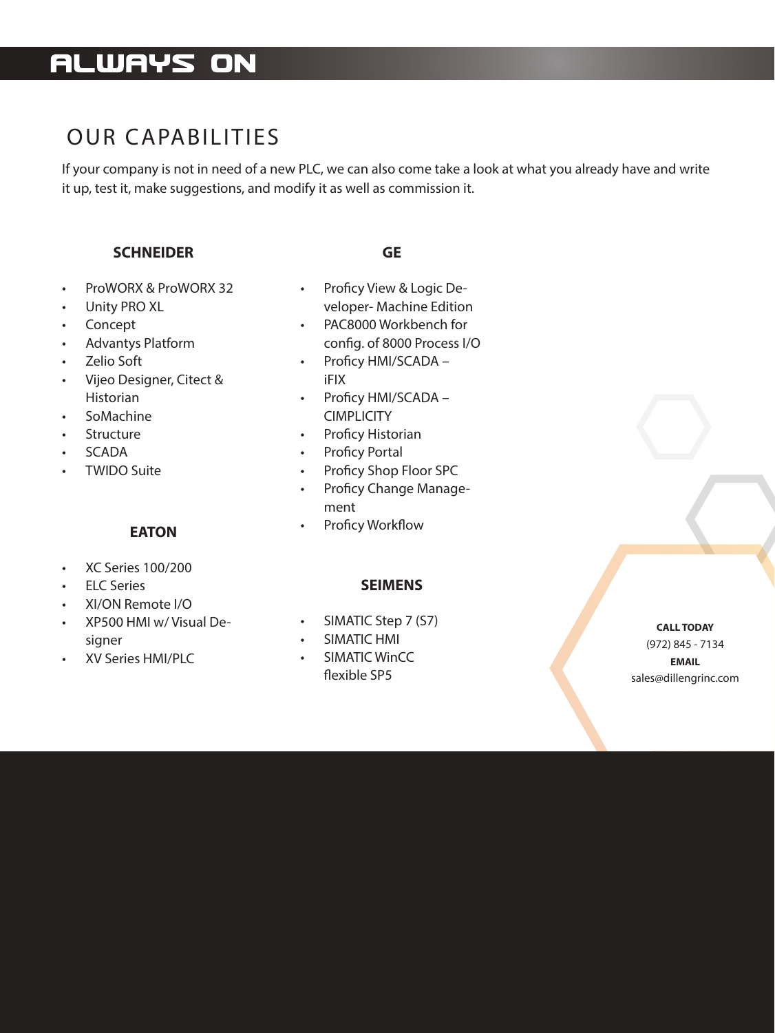# ALWAYS ON

## OUR CAPABILITIES

If your company is not in need of a new PLC, we can also come take a look at what you already have and write it up, test it, make suggestions, and modify it as well as commission it.

### SCHNEIDER

- ProWORX & ProWORX 32
- Unity PRO XL
- Concept
- Advantys Platform
- Zelio Soft
- Vijeo Designer, Citect & Historian
- SoMachine
- Structure
- SCADA
- TWIDO Suite

### EATON

- XC Series 100/200
- ELC Series
- XI/ON Remote I/O
- XP500 HMI w/ Visual Designer
- XV Series HMI/PLC

### GE

- Proficy View & Logic Developer- Machine Edition
- PAC8000 Workbench for config. of 8000 Process I/O
- Proficy HMI/SCADA – iFIX
- Proficy HMI/SCADA – CIMPLICITY
- Proficy Historian
- Proficy Portal
- Proficy Shop Floor SPC
- Proficy Change Management
- Proficy Workflow

### SEIMENS

- SIMATIC Step 7 (S7)
- SIMATIC HMI
- SIMATIC WinCC flexible SP5

**CALL TODAY**
(972) 845 - 7134
**EMAIL**
sales@dillengrinc.com